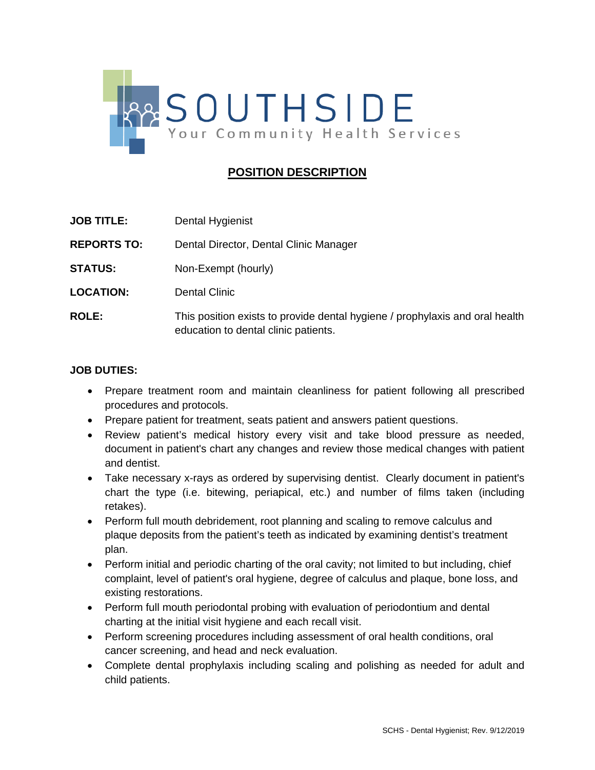SOUTHSIDE
Your Community Health Services

# POSITION DESCRIPTION

**JOB TITLE:** Dental Hygienist

**REPORTS TO:** Dental Director, Dental Clinic Manager

**STATUS:** Non-Exempt (hourly)

**LOCATION:** Dental Clinic

**ROLE:** This position exists to provide dental hygiene / prophylaxis and oral health education to dental clinic patients.

**JOB DUTIES:**

- Prepare treatment room and maintain cleanliness for patient following all prescribed procedures and protocols.
- Prepare patient for treatment, seats patient and answers patient questions.
- Review patient's medical history every visit and take blood pressure as needed, document in patient's chart any changes and review those medical changes with patient and dentist.
- Take necessary x-rays as ordered by supervising dentist. Clearly document in patient's chart the type (i.e. bitewing, periapical, etc.) and number of films taken (including retakes).
- Perform full mouth debridement, root planning and scaling to remove calculus and plaque deposits from the patient's teeth as indicated by examining dentist's treatment plan.
- Perform initial and periodic charting of the oral cavity; not limited to but including, chief complaint, level of patient's oral hygiene, degree of calculus and plaque, bone loss, and existing restorations.
- Perform full mouth periodontal probing with evaluation of periodontium and dental charting at the initial visit hygiene and each recall visit.
- Perform screening procedures including assessment of oral health conditions, oral cancer screening, and head and neck evaluation.
- Complete dental prophylaxis including scaling and polishing as needed for adult and child patients.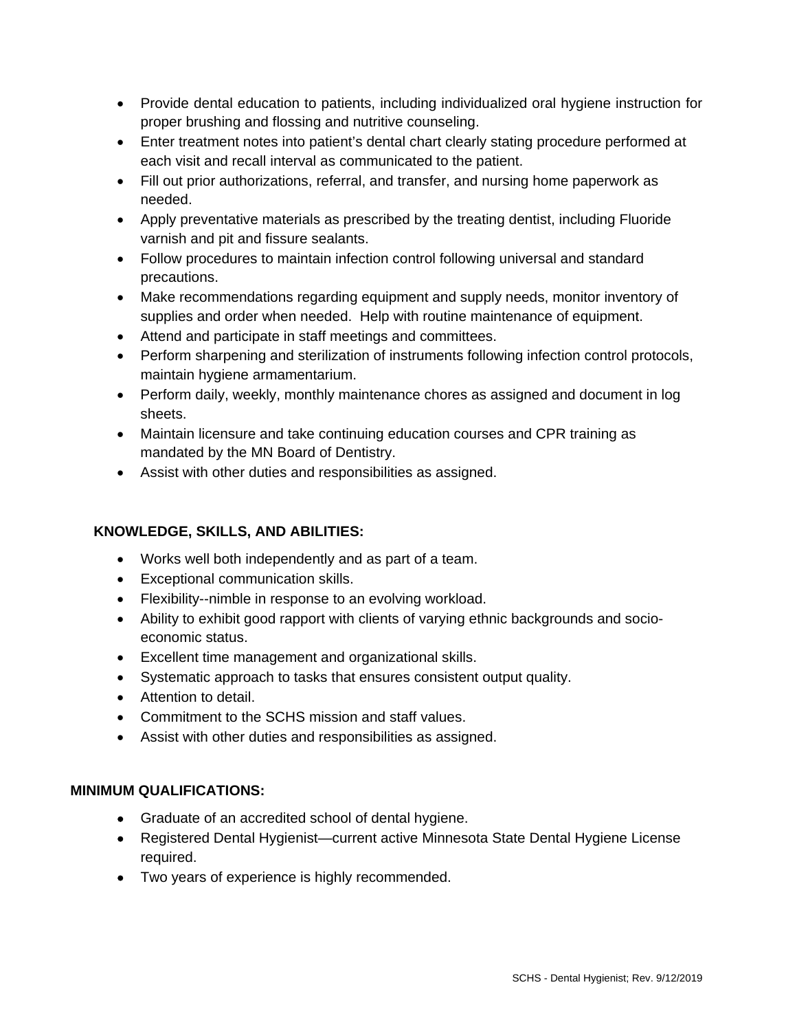- Provide dental education to patients, including individualized oral hygiene instruction for proper brushing and flossing and nutritive counseling.
- Enter treatment notes into patient's dental chart clearly stating procedure performed at each visit and recall interval as communicated to the patient.
- Fill out prior authorizations, referral, and transfer, and nursing home paperwork as needed.
- Apply preventative materials as prescribed by the treating dentist, including Fluoride varnish and pit and fissure sealants.
- Follow procedures to maintain infection control following universal and standard precautions.
- Make recommendations regarding equipment and supply needs, monitor inventory of supplies and order when needed. Help with routine maintenance of equipment.
- Attend and participate in staff meetings and committees.
- Perform sharpening and sterilization of instruments following infection control protocols, maintain hygiene armamentarium.
- Perform daily, weekly, monthly maintenance chores as assigned and document in log sheets.
- Maintain licensure and take continuing education courses and CPR training as mandated by the MN Board of Dentistry.
- Assist with other duties and responsibilities as assigned.

**KNOWLEDGE, SKILLS, AND ABILITIES:**

- Works well both independently and as part of a team.
- Exceptional communication skills.
- Flexibility--nimble in response to an evolving workload.
- Ability to exhibit good rapport with clients of varying ethnic backgrounds and socio-economic status.
- Excellent time management and organizational skills.
- Systematic approach to tasks that ensures consistent output quality.
- Attention to detail.
- Commitment to the SCHS mission and staff values.
- Assist with other duties and responsibilities as assigned.

**MINIMUM QUALIFICATIONS:**

- Graduate of an accredited school of dental hygiene.
- Registered Dental Hygienist—current active Minnesota State Dental Hygiene License required.
- Two years of experience is highly recommended.